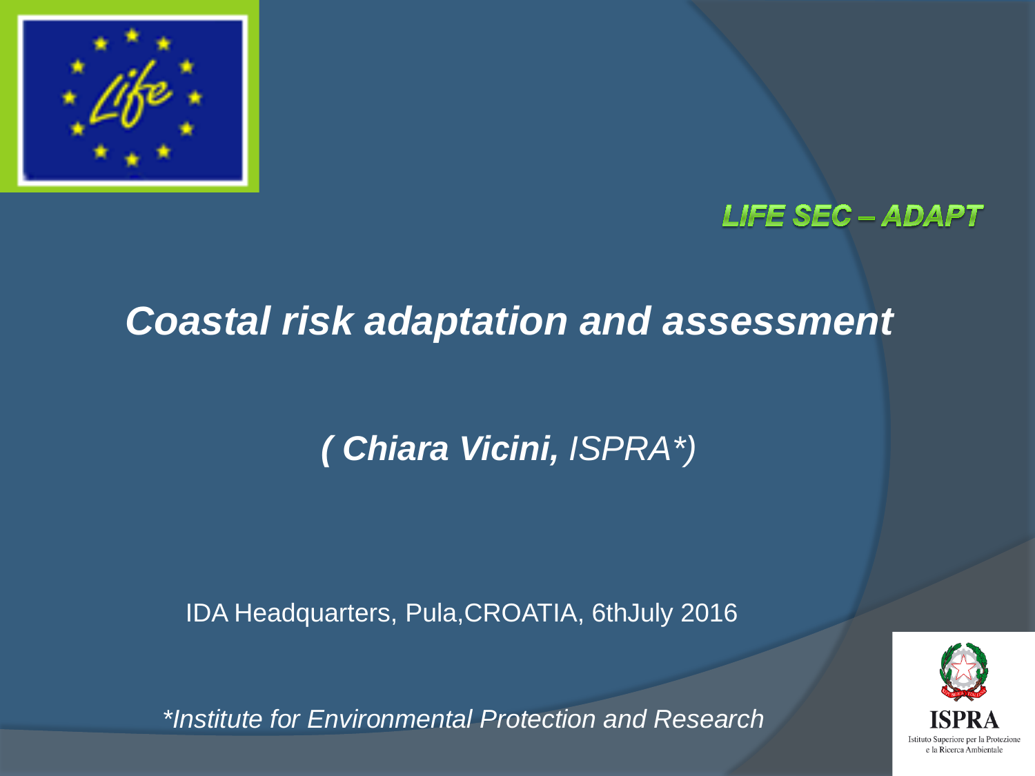**LIFE SEC – ADAPT**

# *Coastal risk adaptation and assessment*

*( **Chiara Vicini,** ISPRA*)*

IDA Headquarters, Pula,CROATIA, 6thJuly 2016

**ISPRA**
Istituto Superiore per la Protezione e la Ricerca Ambientale

**Institute for Environmental Protection and Research*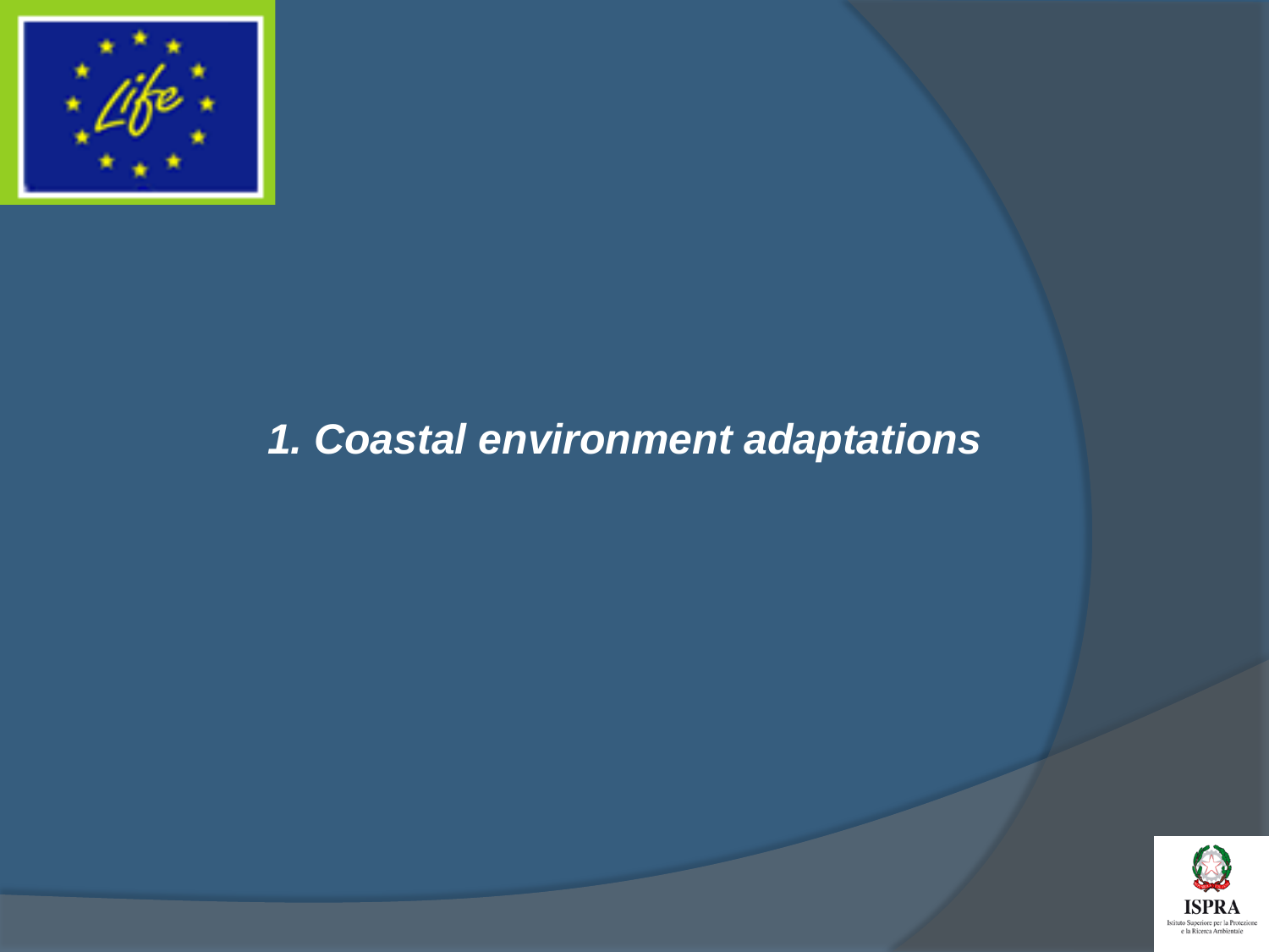## *1. Coastal environment adaptations*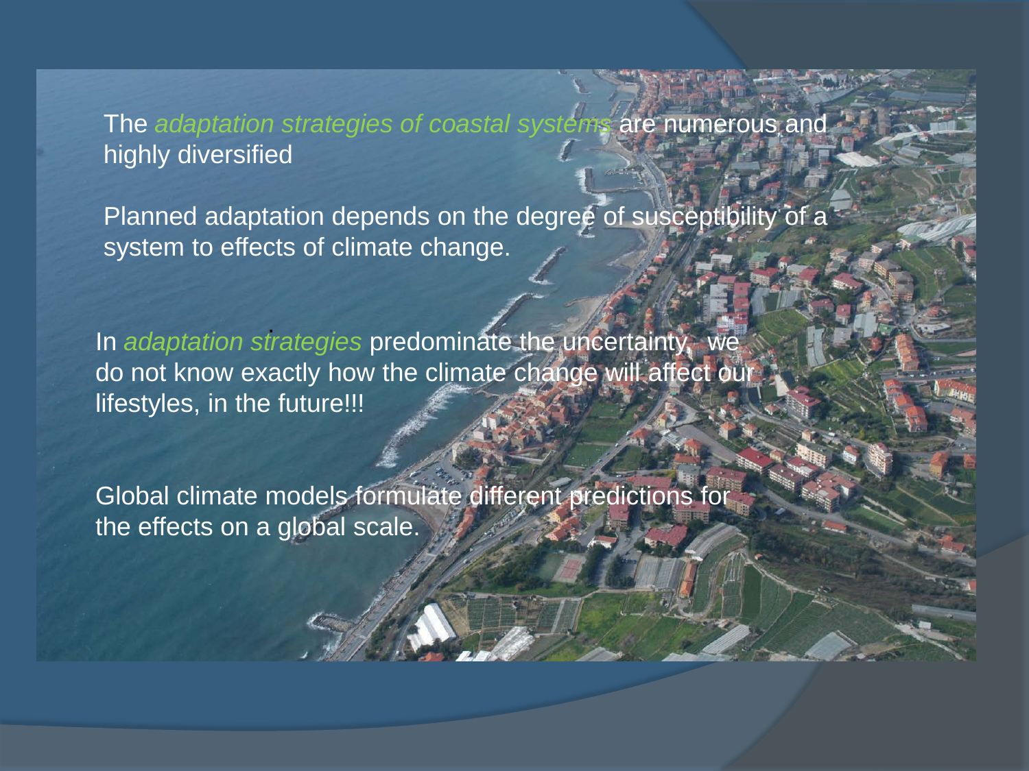The *adaptation strategies of coastal systems* are numerous and highly diversified

Planned adaptation depends on the degree of susceptibility of a system to effects of climate change.

In *adaptation strategies* predominate the uncertainty, we do not know exactly how the climate change will affect our lifestyles, in the future!!!

Global climate models formulate different predictions for the effects on a global scale.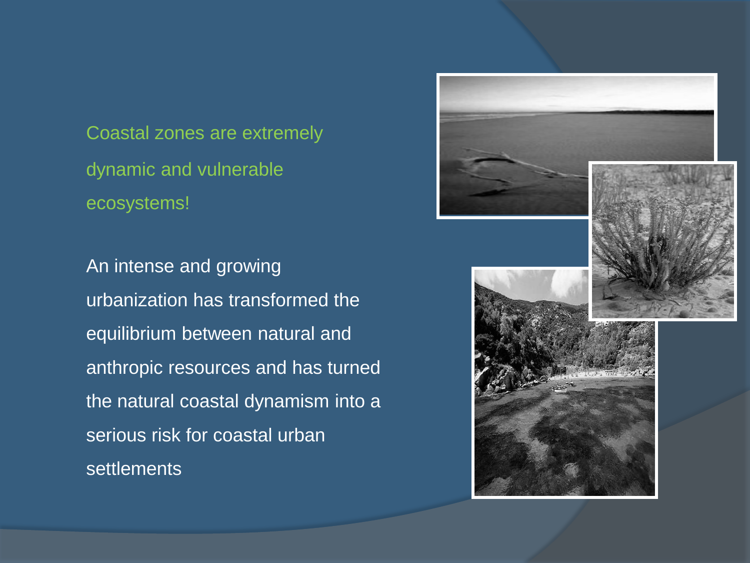Coastal zones are extremely dynamic and vulnerable ecosystems!

An intense and growing urbanization has transformed the equilibrium between natural and anthropic resources and has turned the natural coastal dynamism into a serious risk for coastal urban settlements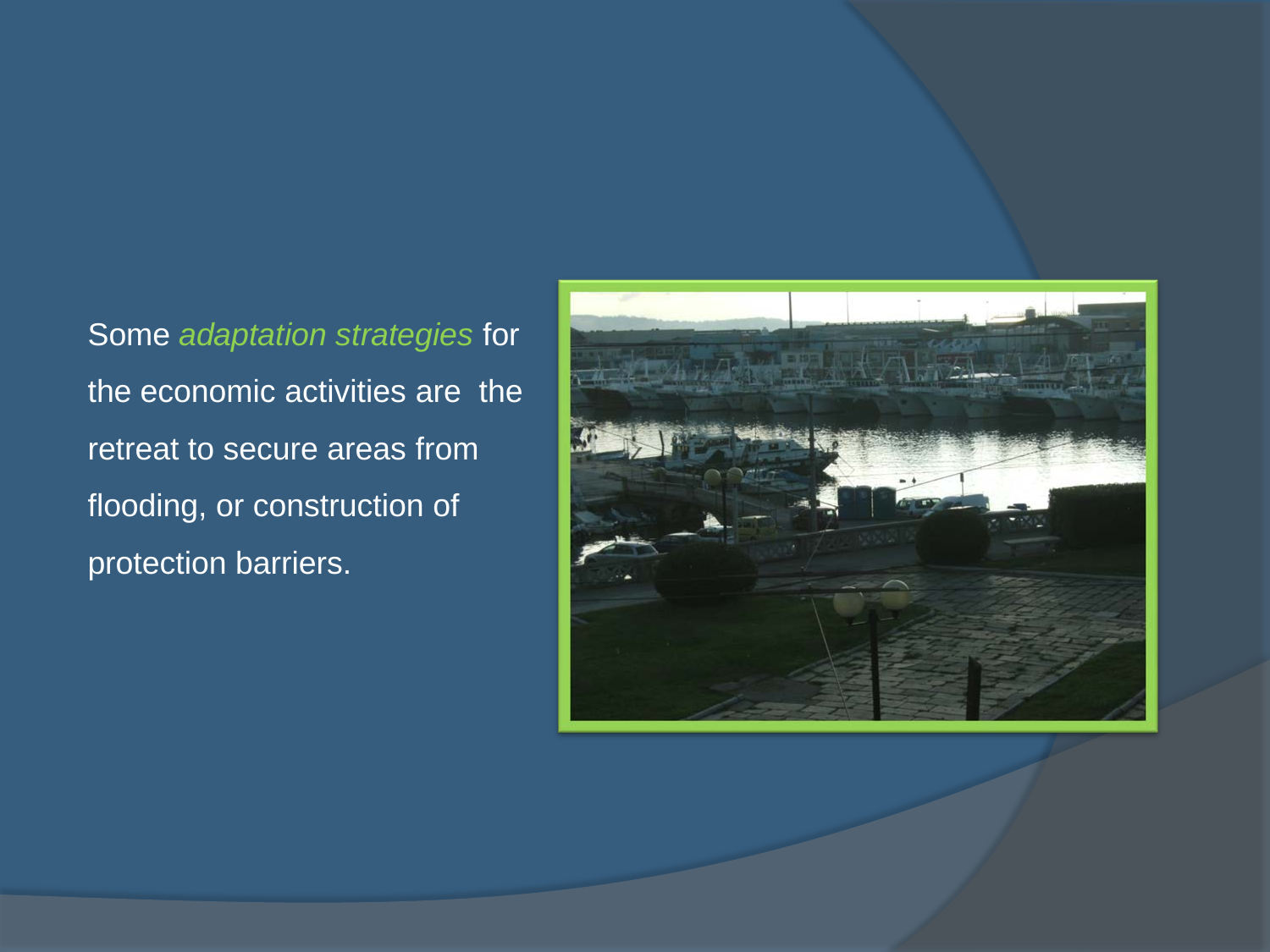Some *adaptation strategies* for the economic activities are the retreat to secure areas from flooding, or construction of protection barriers.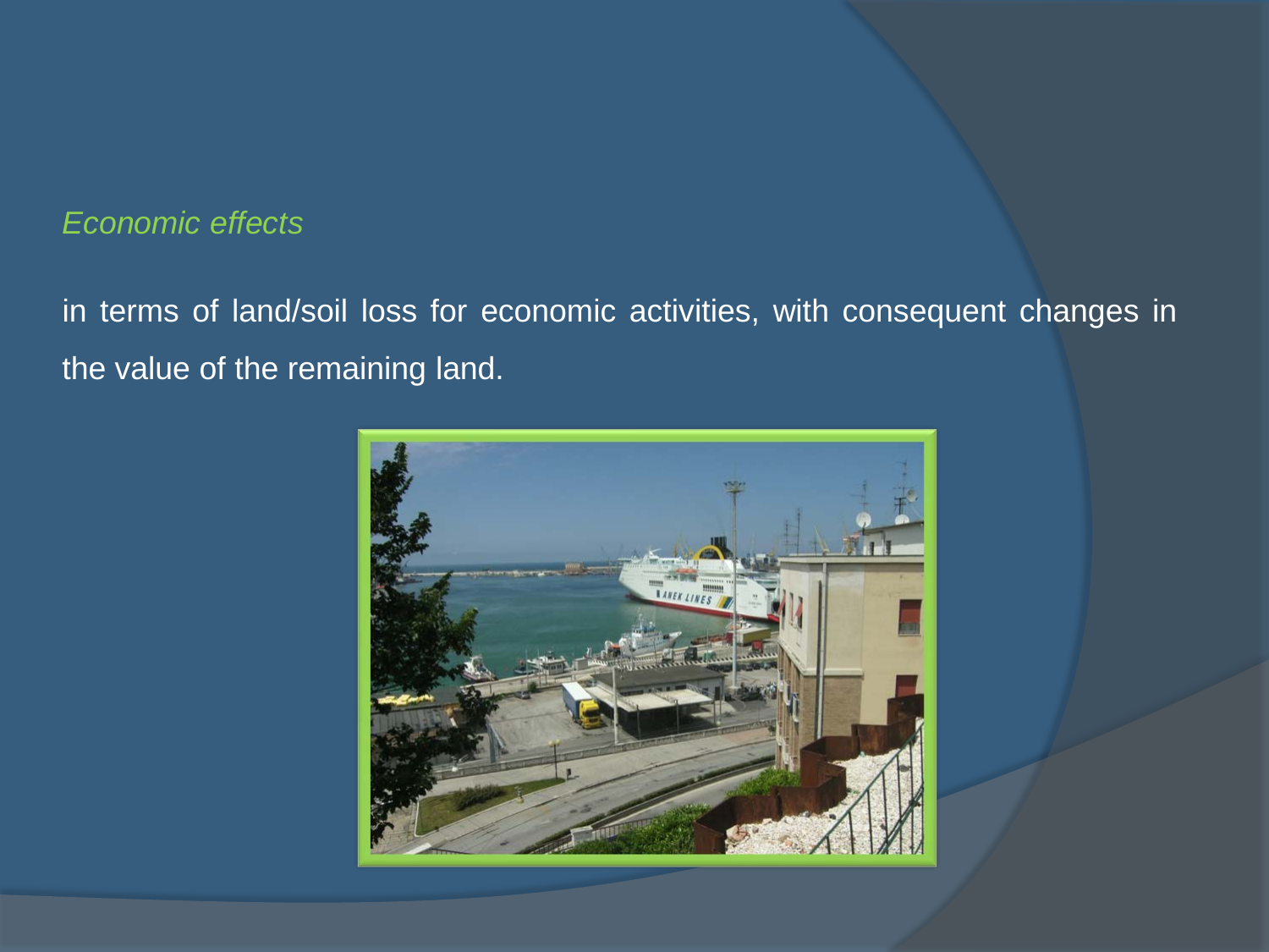*Economic effects*

in terms of land/soil loss for economic activities, with consequent changes in the value of the remaining land.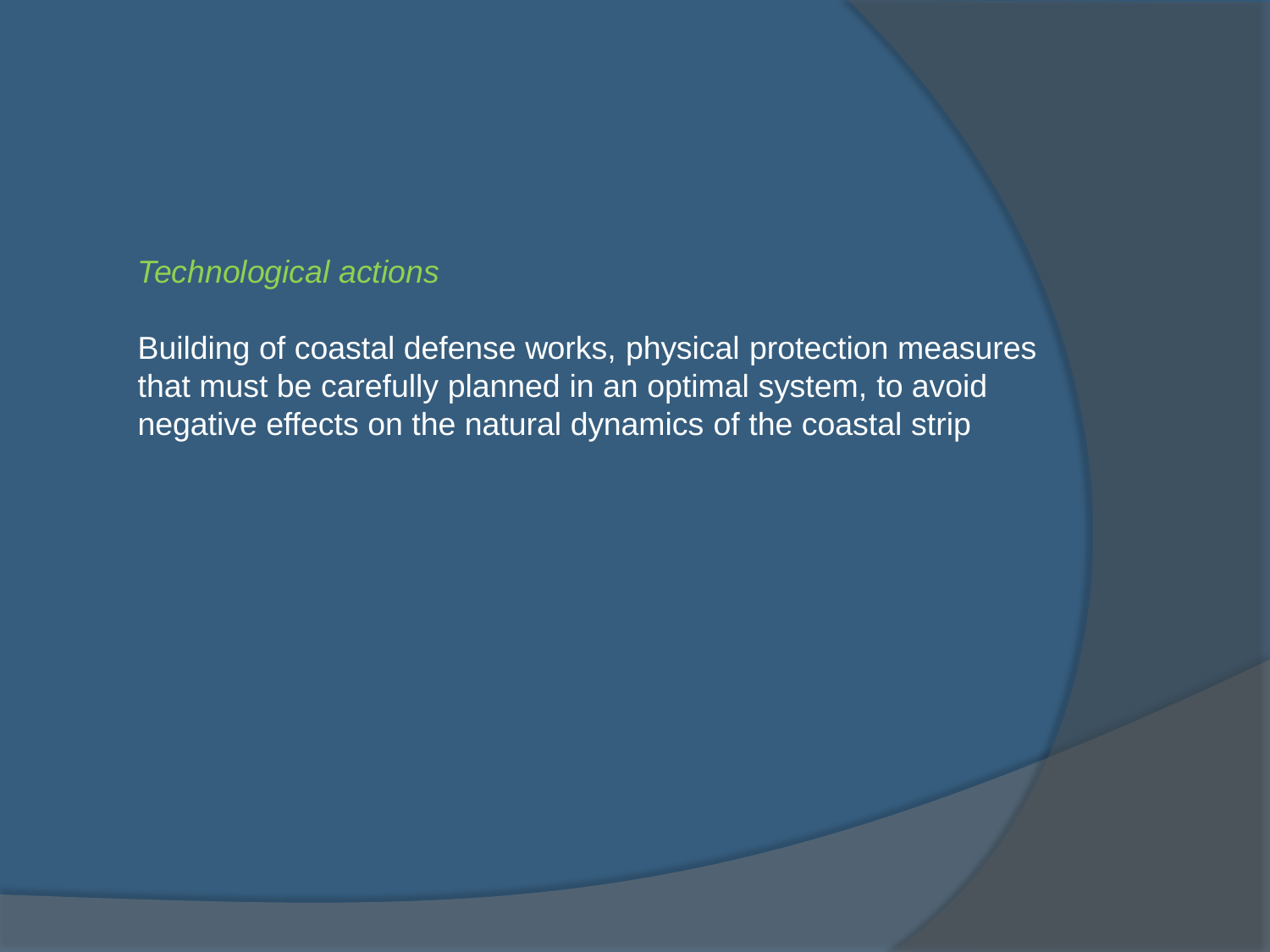*Technological actions*

Building of coastal defense works, physical protection measures that must be carefully planned in an optimal system, to avoid negative effects on the natural dynamics of the coastal strip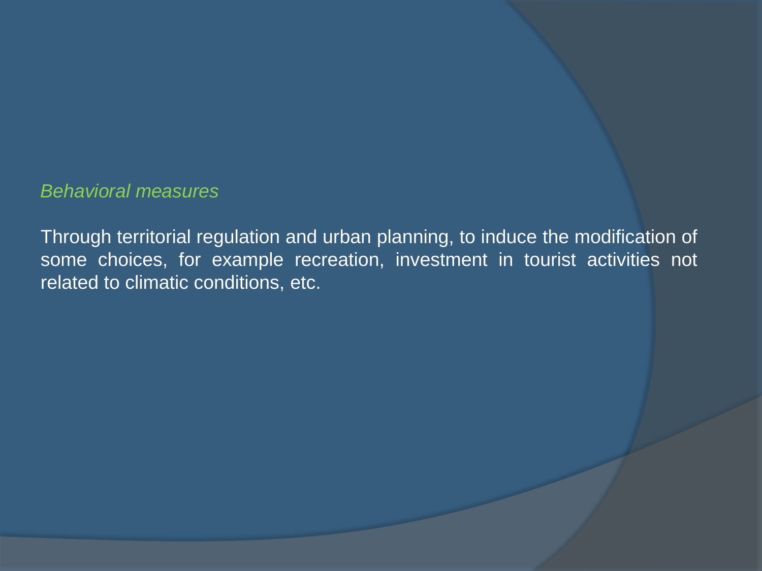*Behavioral measures*

Through territorial regulation and urban planning, to induce the modification of some choices, for example recreation, investment in tourist activities not related to climatic conditions, etc.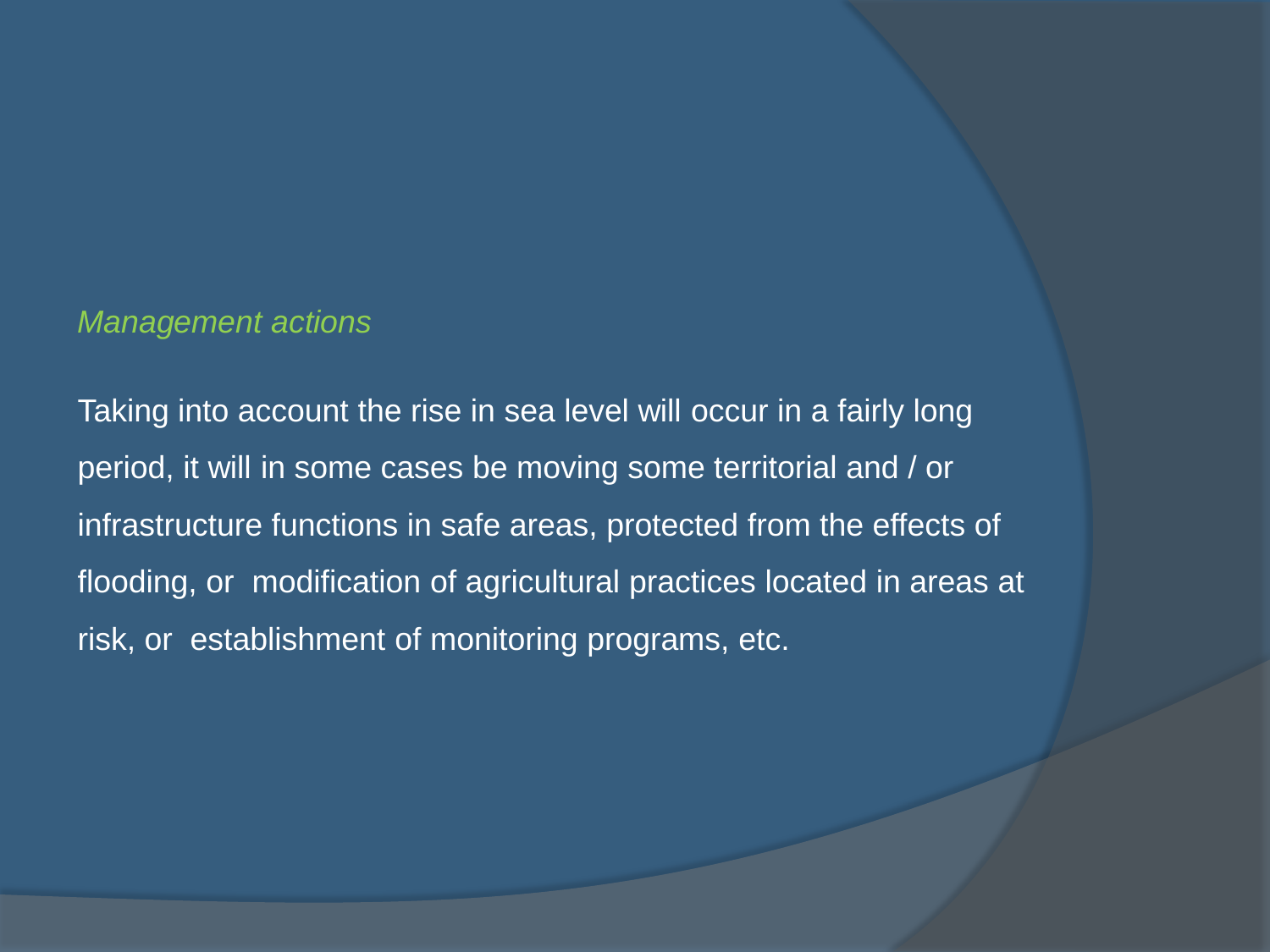*Management actions*

Taking into account the rise in sea level will occur in a fairly long period, it will in some cases be moving some territorial and / or infrastructure functions in safe areas, protected from the effects of flooding, or modification of agricultural practices located in areas at risk, or establishment of monitoring programs, etc.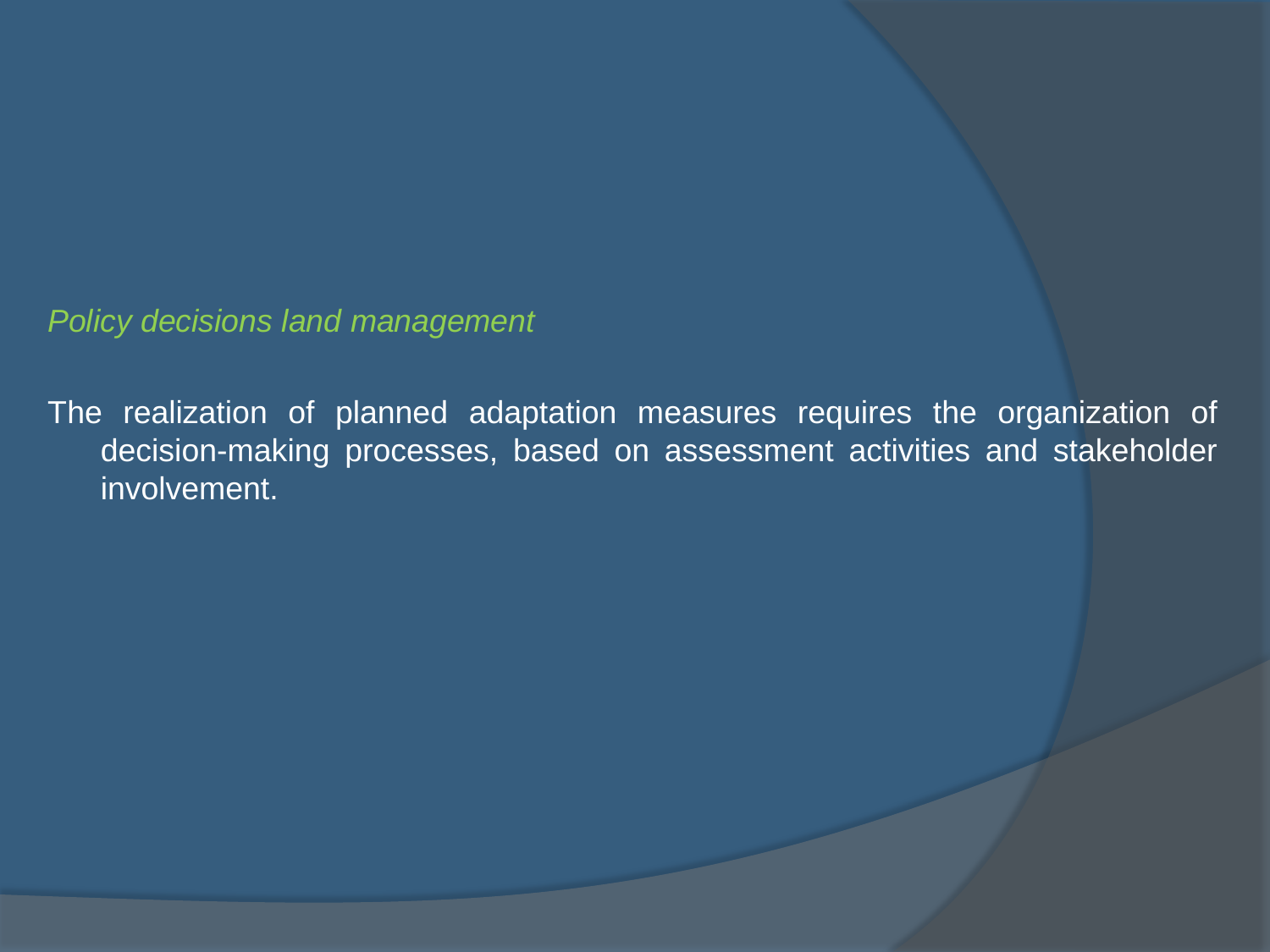*Policy decisions land management*

The realization of planned adaptation measures requires the organization of decision-making processes, based on assessment activities and stakeholder involvement.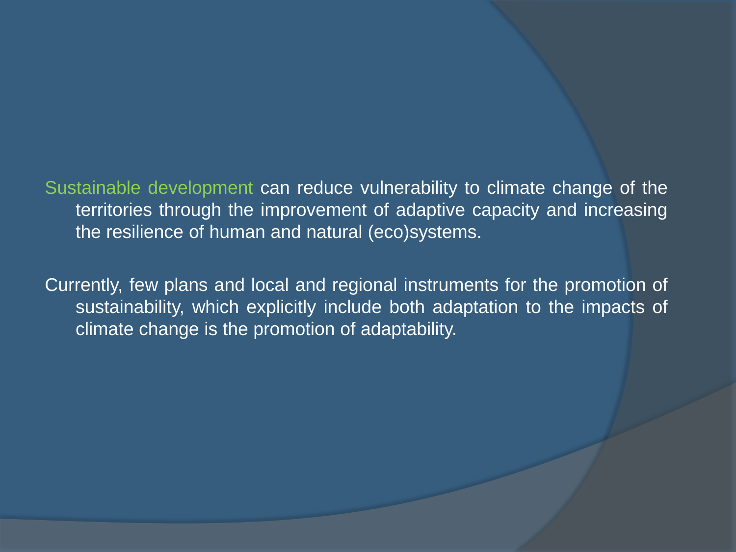Sustainable development can reduce vulnerability to climate change of the territories through the improvement of adaptive capacity and increasing the resilience of human and natural (eco)systems.

Currently, few plans and local and regional instruments for the promotion of sustainability, which explicitly include both adaptation to the impacts of climate change is the promotion of adaptability.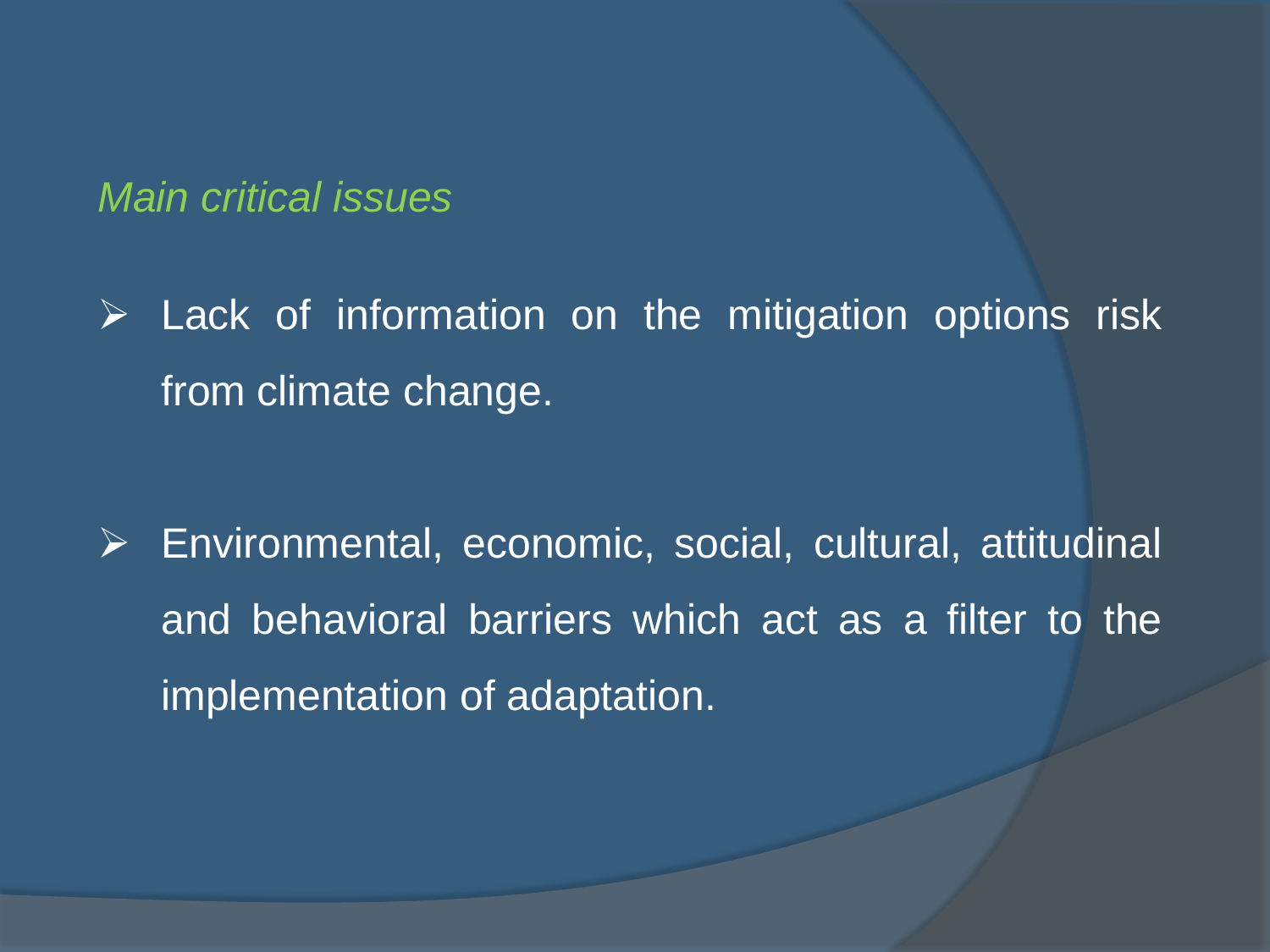*Main critical issues*

- Lack of information on the mitigation options risk from climate change.

- Environmental, economic, social, cultural, attitudinal and behavioral barriers which act as a filter to the implementation of adaptation.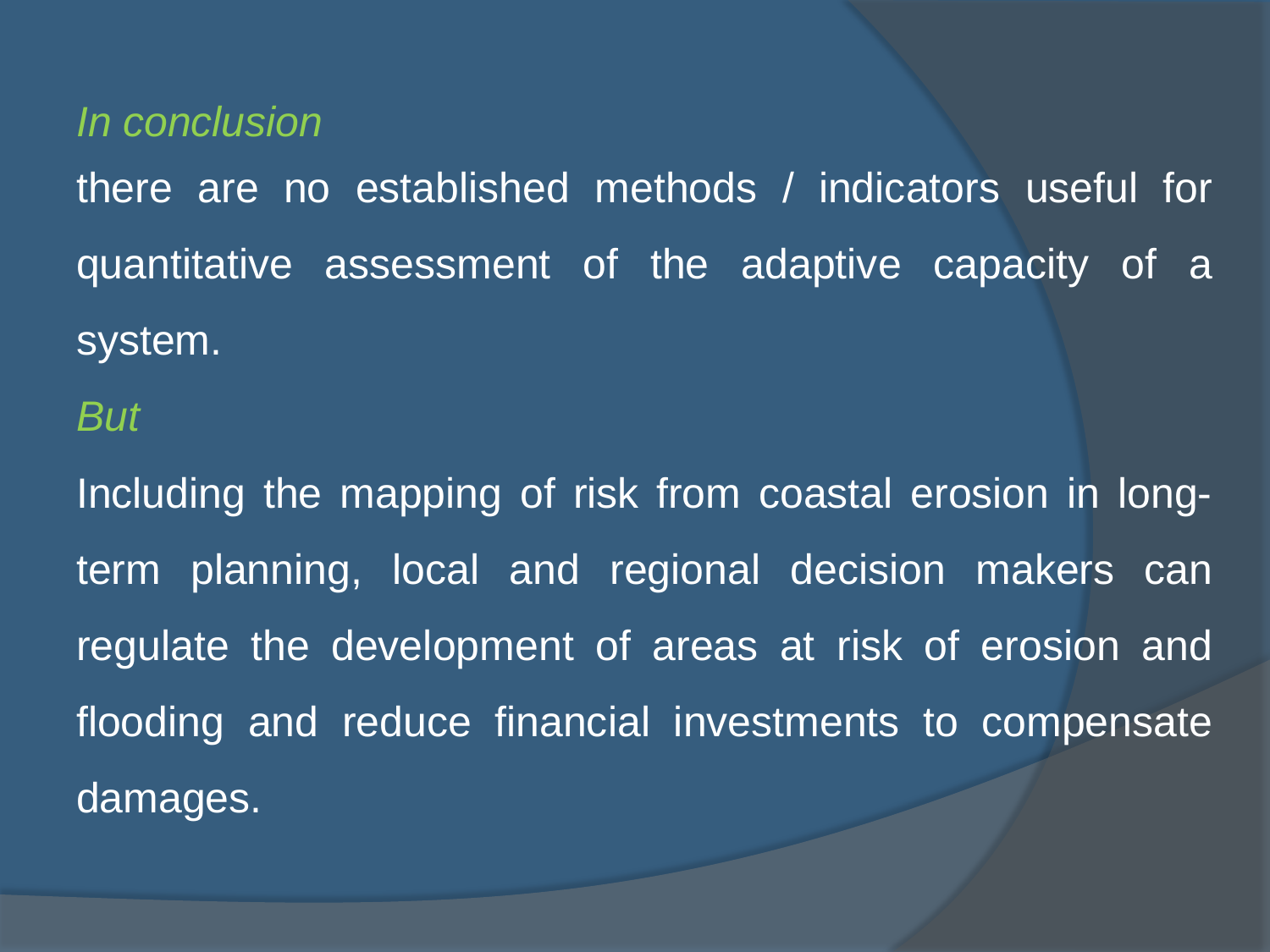*In conclusion*

there are no established methods / indicators useful for quantitative assessment of the adaptive capacity of a system.

*But*

Including the mapping of risk from coastal erosion in long-term planning, local and regional decision makers can regulate the development of areas at risk of erosion and flooding and reduce financial investments to compensate damages.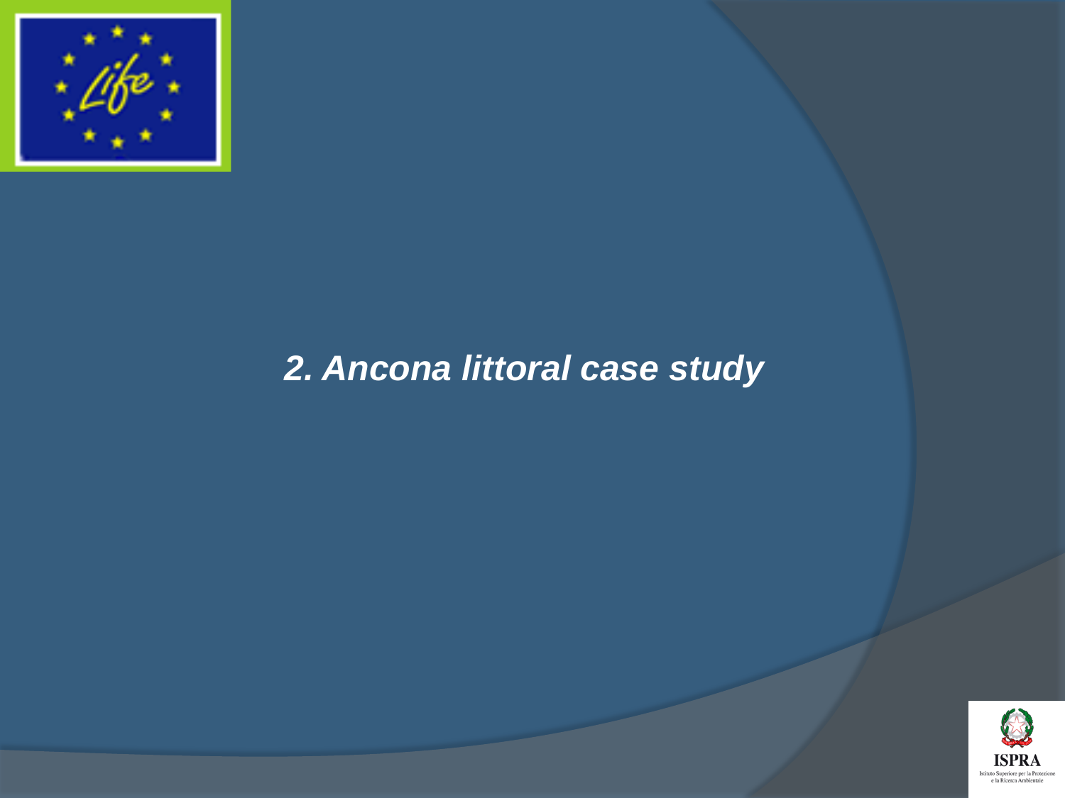## *2. Ancona littoral case study*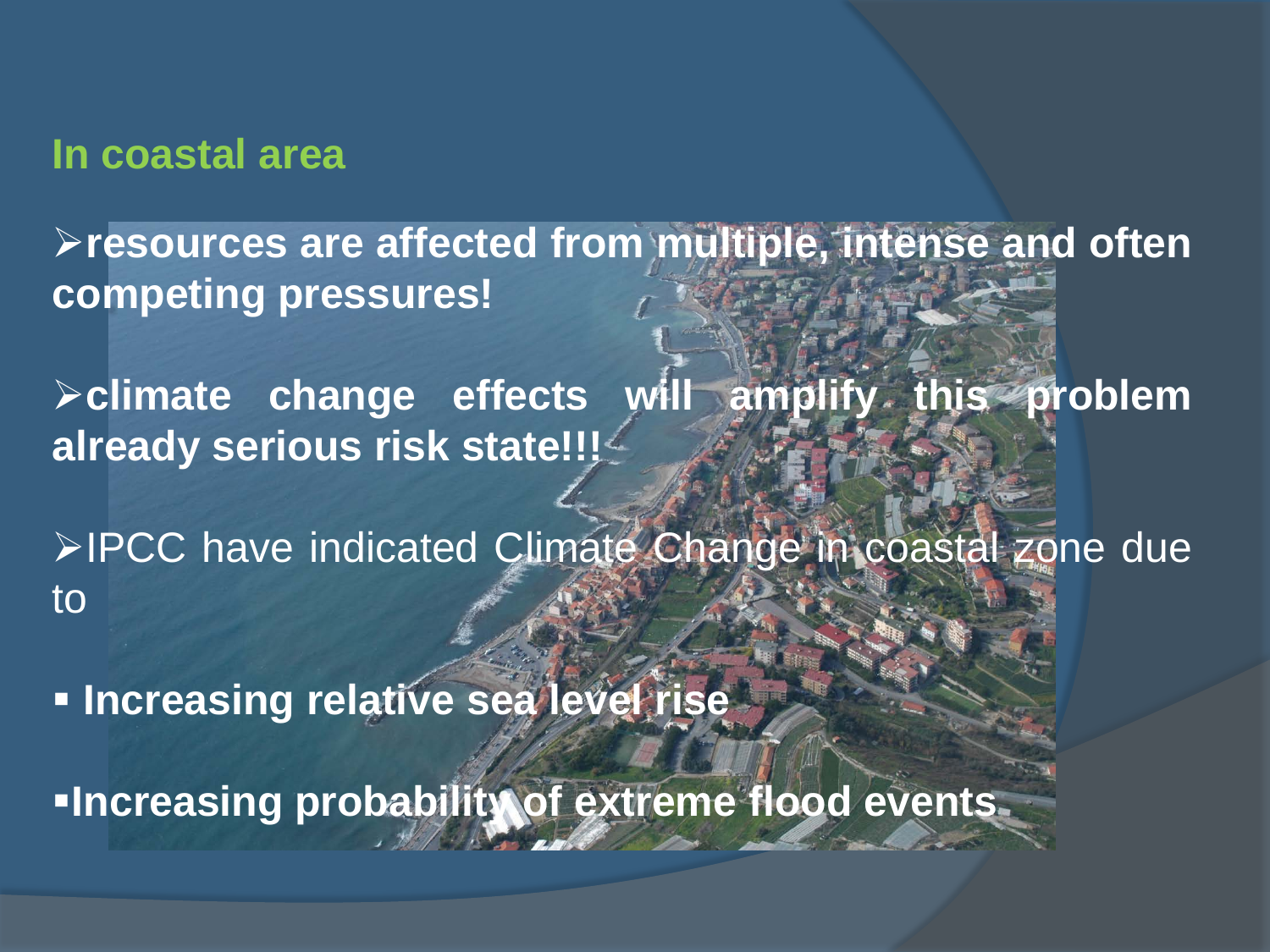## In coastal area

- **resources are affected from multiple, intense and often competing pressures!**

- **climate change effects will amplify this problem already serious risk state!!!**

- IPCC have indicated Climate Change in coastal zone due to

- **Increasing relative sea level rise**

- **Increasing probability of extreme flood events**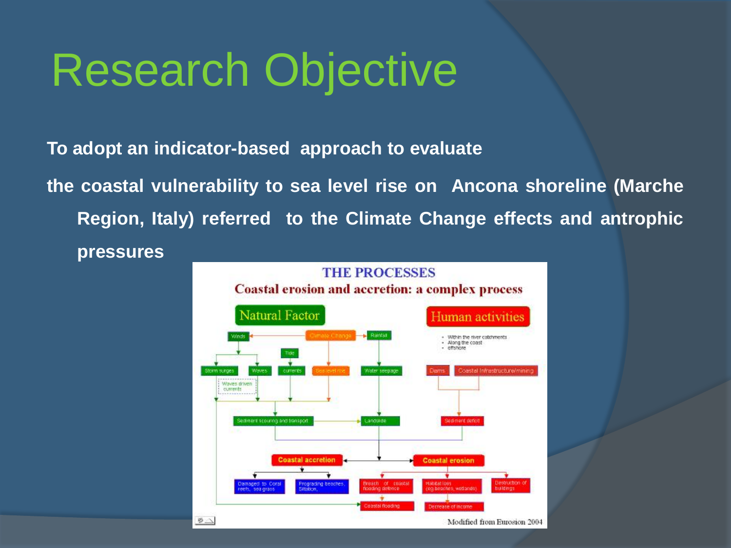# Research Objective

**To adopt an indicator-based approach to evaluate**

**the coastal vulnerability to sea level rise on Ancona shoreline (Marche Region, Italy) referred to the Climate Change effects and antrophic pressures**

THE PROCESSES

Coastal erosion and accretion: a complex process

Natural Factor

Human activities

- Within the river catchments
- Along the coast
- offshore

Winds · Climate Change · Rainfall · Tide · Storm surges · Waves · currents · Sea level rise · Water seepage · Dams · Coastal Infrastructure/mining · Waves driven currents · Sediment scouring and transport · Landslide · Sediment deficit

Coastal accretion · Coastal erosion

Damaged to Coral reefs, sea grass · Prograding beaches, Siltation, · Breach of coastal flooding defence · Habitat loss (eg beaches, wetlands) · Destruction of buildings · Coastal flooding · Decrease of income

Modified from Eurosion 2004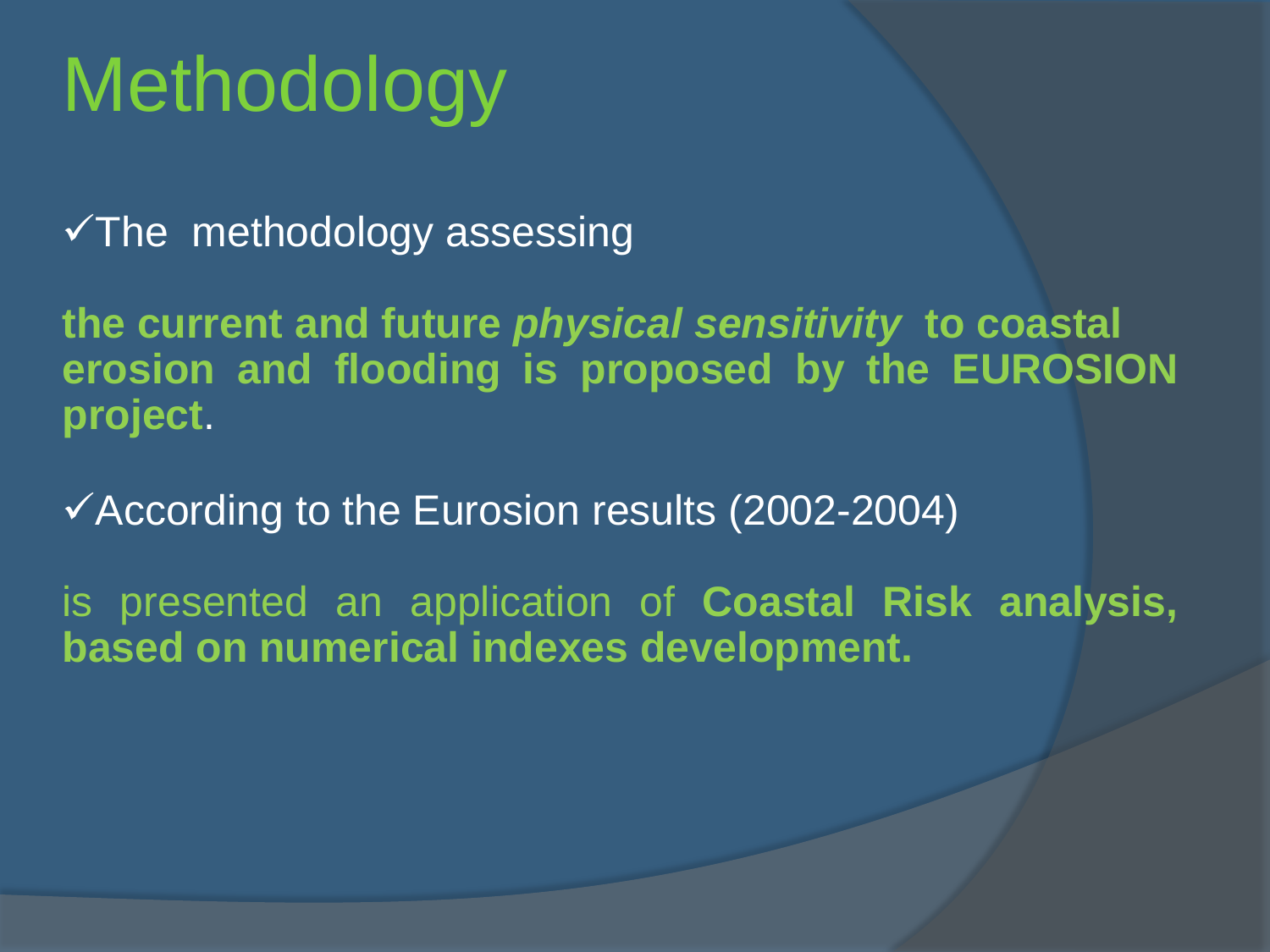# Methodology

✓The methodology assessing

**the current and future *physical sensitivity* to coastal erosion and flooding is proposed by the EUROSION project**.

✓According to the Eurosion results (2002-2004)

is presented an application of **Coastal Risk analysis, based on numerical indexes development.**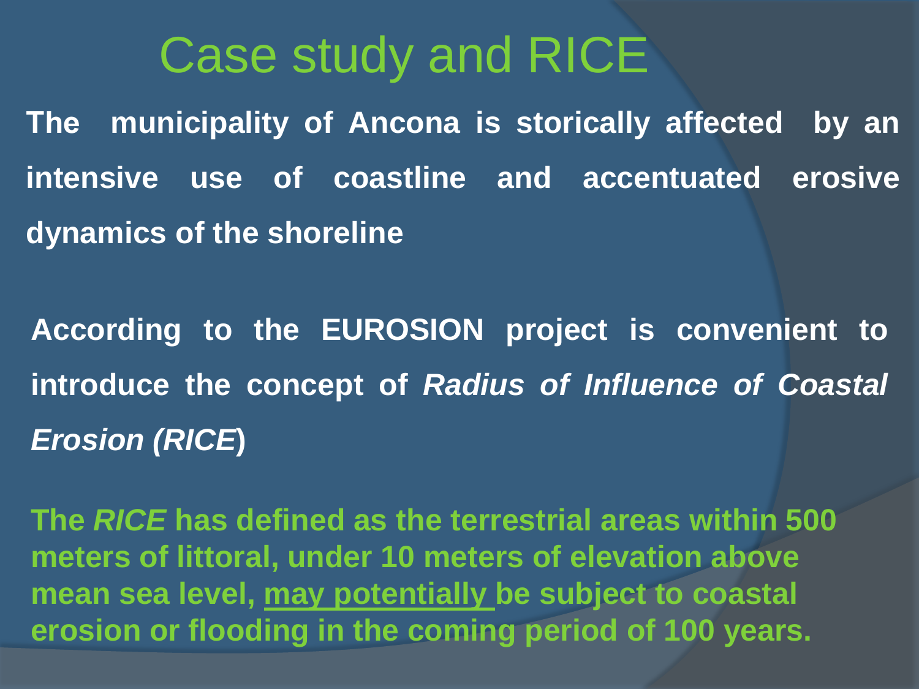# Case study and RICE

**The municipality of Ancona is storically affected by an intensive use of coastline and accentuated erosive dynamics of the shoreline**

**According to the EUROSION project is convenient to introduce the concept of *Radius of Influence of Coastal Erosion (RICE*)**

**The *RICE* has defined as the terrestrial areas within 500 meters of littoral, under 10 meters of elevation above mean sea level, <u>may potentially</u> be subject to coastal erosion or flooding in the coming period of 100 years.**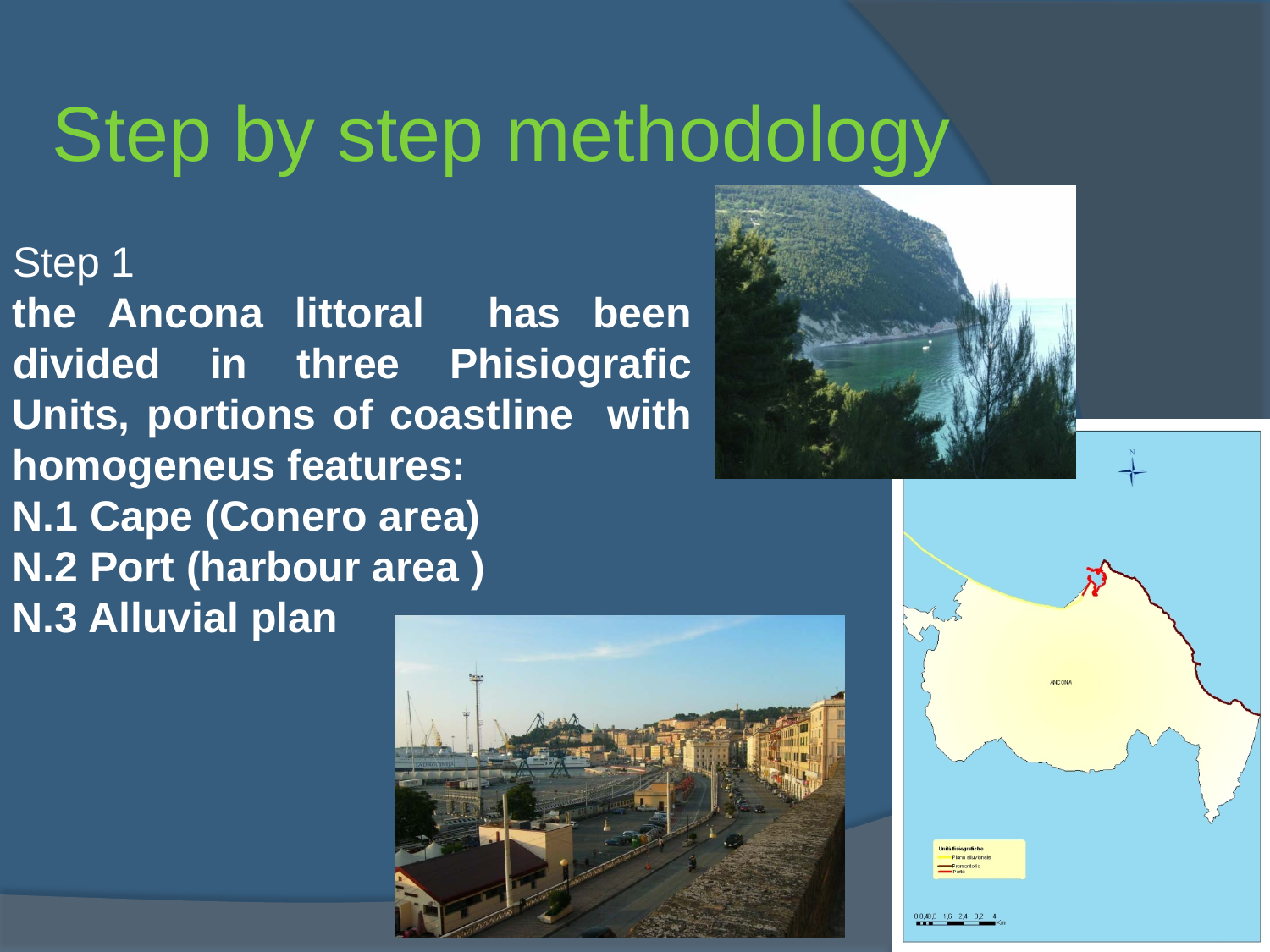# Step by step methodology

Step 1

**the Ancona littoral has been divided in three Phisiografic Units, portions of coastline with homogeneus features:**

**N.1 Cape (Conero area)**

**N.2 Port (harbour area )**

**N.3 Alluvial plan**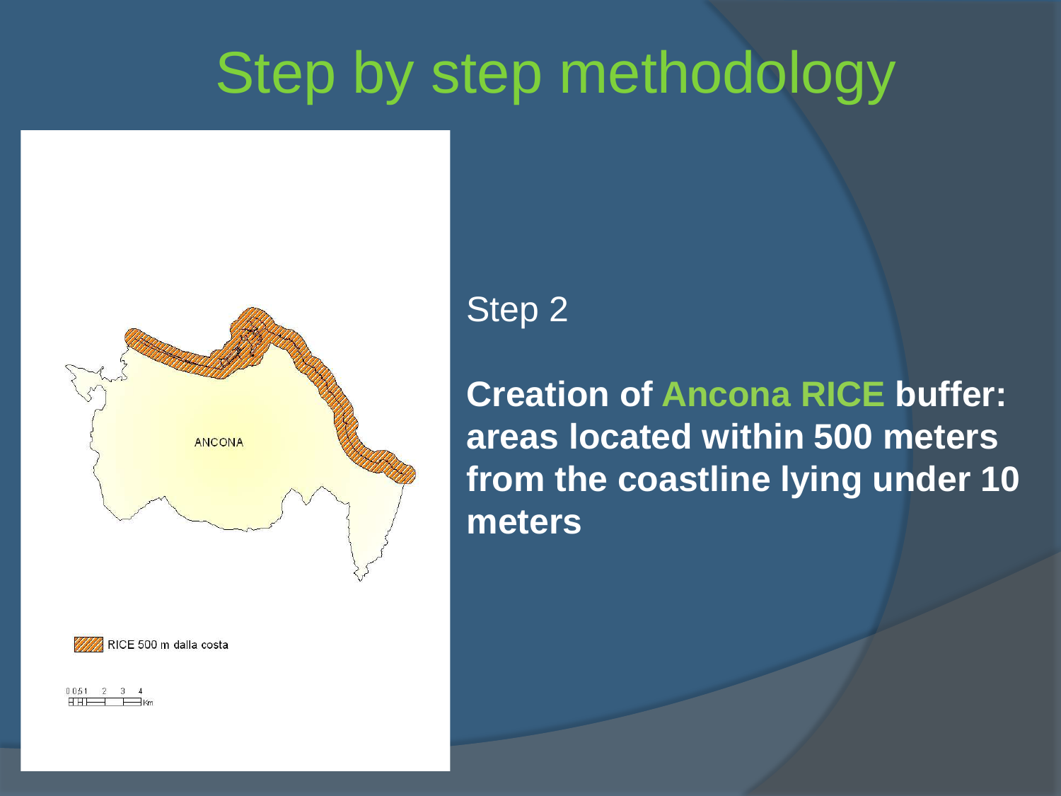# Step by step methodology

ANCONA

RICE 500 m dalla costa

0 0.5 1 2 3 4 Km

Step 2

**Creation of Ancona RICE buffer: areas located within 500 meters from the coastline lying under 10 meters**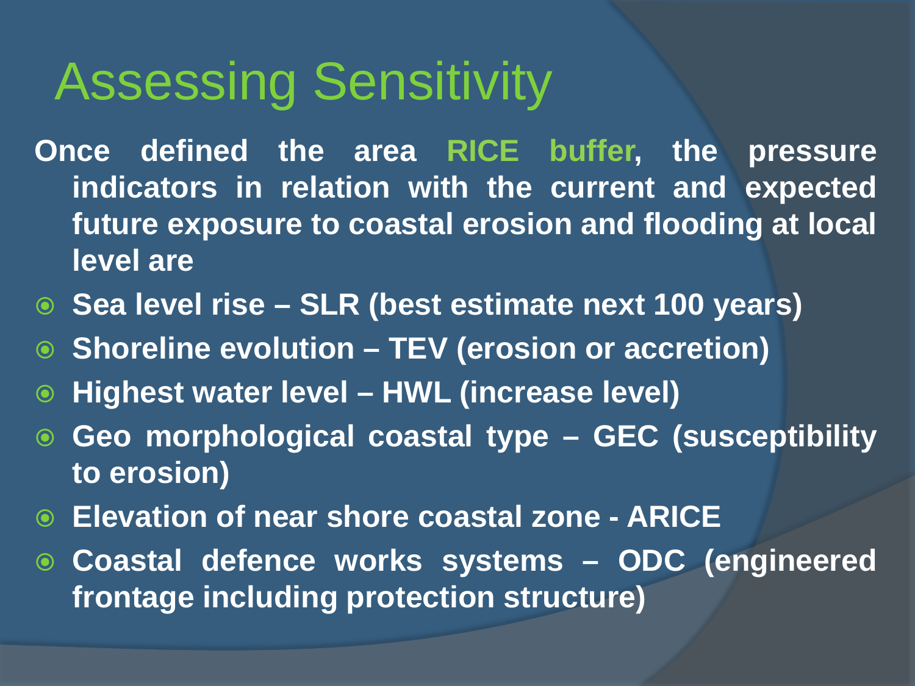# Assessing Sensitivity

**Once defined the area RICE buffer, the pressure indicators in relation with the current and expected future exposure to coastal erosion and flooding at local level are**

- **Sea level rise – SLR (best estimate next 100 years)**
- **Shoreline evolution – TEV (erosion or accretion)**
- **Highest water level – HWL (increase level)**
- **Geo morphological coastal type – GEC (susceptibility to erosion)**
- **Elevation of near shore coastal zone - ARICE**
- **Coastal defence works systems – ODC (engineered frontage including protection structure)**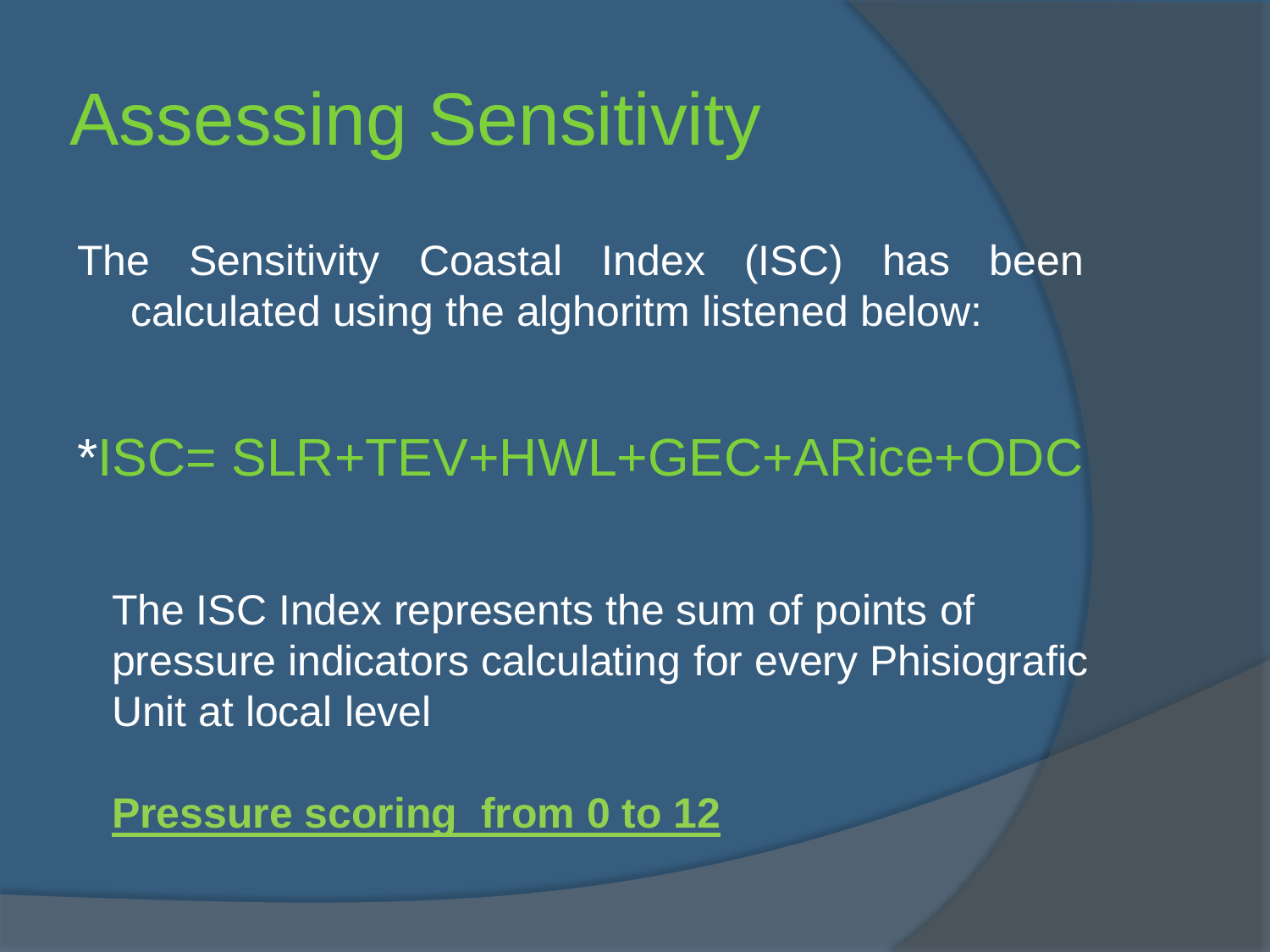# Assessing Sensitivity

The Sensitivity Coastal Index (ISC) has been calculated using the alghoritm listened below:

*ISC= SLR+TEV+HWL+GEC+ARice+ODC

The ISC Index represents the sum of points of pressure indicators calculating for every Phisiografic Unit at local level

**Pressure scoring from 0 to 12**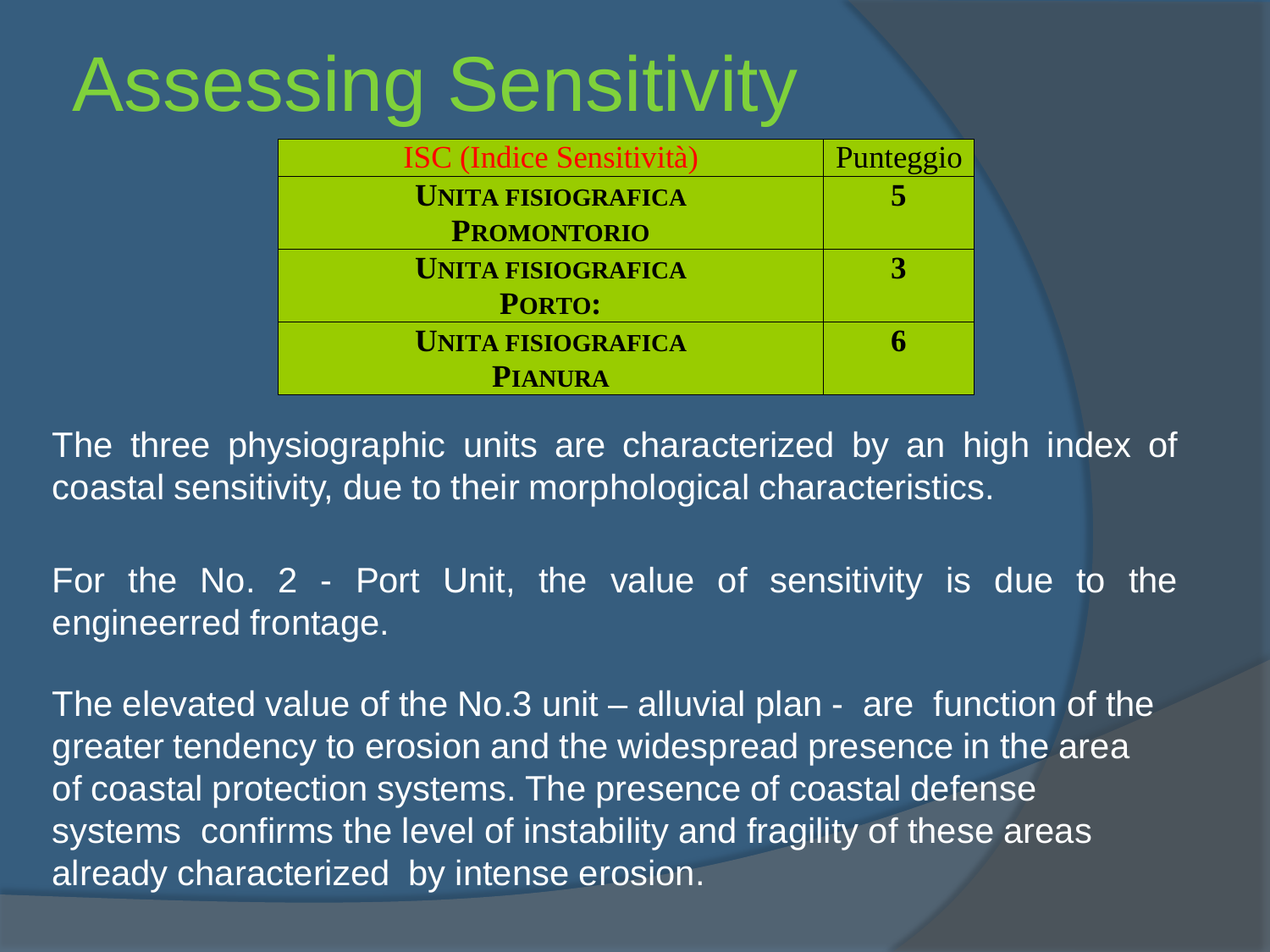# Assessing Sensitivity

| ISC (Indice Sensitività) | Punteggio |
|---|---|
| **UNITA FISIOGRAFICA PROMONTORIO** | **5** |
| **UNITA FISIOGRAFICA PORTO:** | **3** |
| **UNITA FISIOGRAFICA PIANURA** | **6** |

The three physiographic units are characterized by an high index of coastal sensitivity, due to their morphological characteristics.

For the No. 2 - Port Unit, the value of sensitivity is due to the engineerred frontage.

The elevated value of the No.3 unit – alluvial plan - are function of the greater tendency to erosion and the widespread presence in the area of coastal protection systems. The presence of coastal defense systems confirms the level of instability and fragility of these areas already characterized by intense erosion.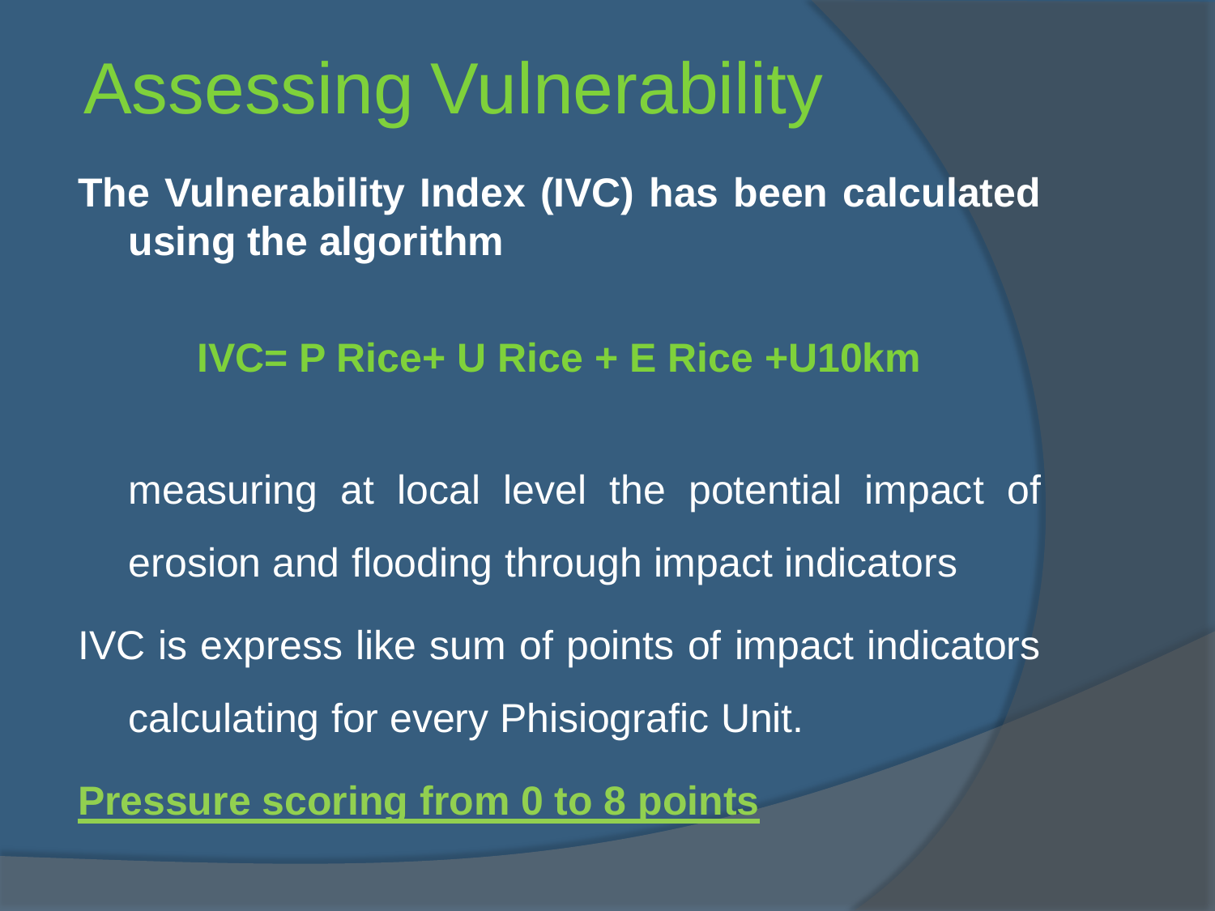# Assessing Vulnerability

**The Vulnerability Index (IVC) has been calculated using the algorithm**

**IVC= P Rice+ U Rice + E Rice +U10km**

measuring at local level the potential impact of erosion and flooding through impact indicators

IVC is express like sum of points of impact indicators calculating for every Phisiografic Unit.

**Pressure scoring from 0 to 8 points**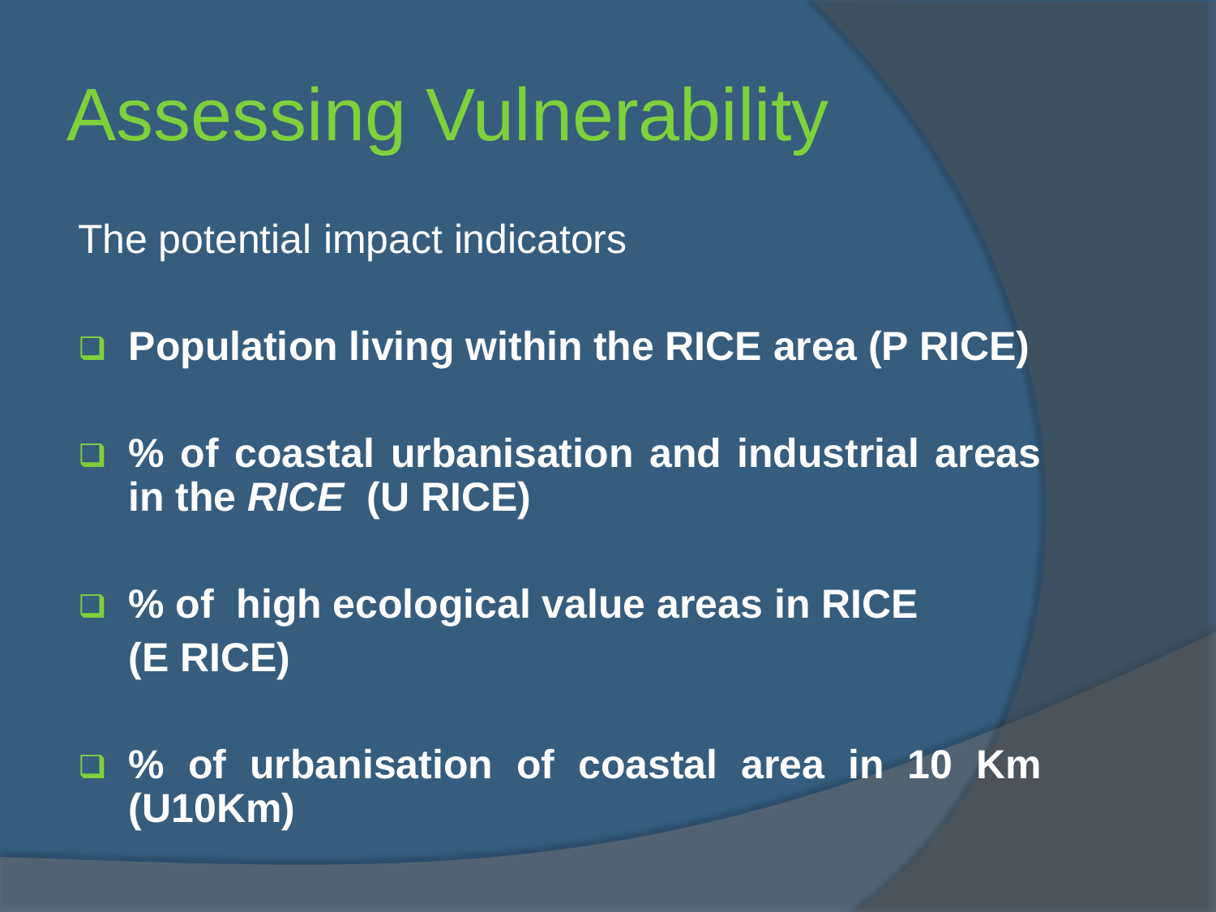# Assessing Vulnerability

The potential impact indicators

- **Population living within the RICE area (P RICE)**
- **% of coastal urbanisation and industrial areas in the *RICE* (U RICE)**
- **% of high ecological value areas in RICE (E RICE)**
- **% of urbanisation of coastal area in 10 Km (U10Km)**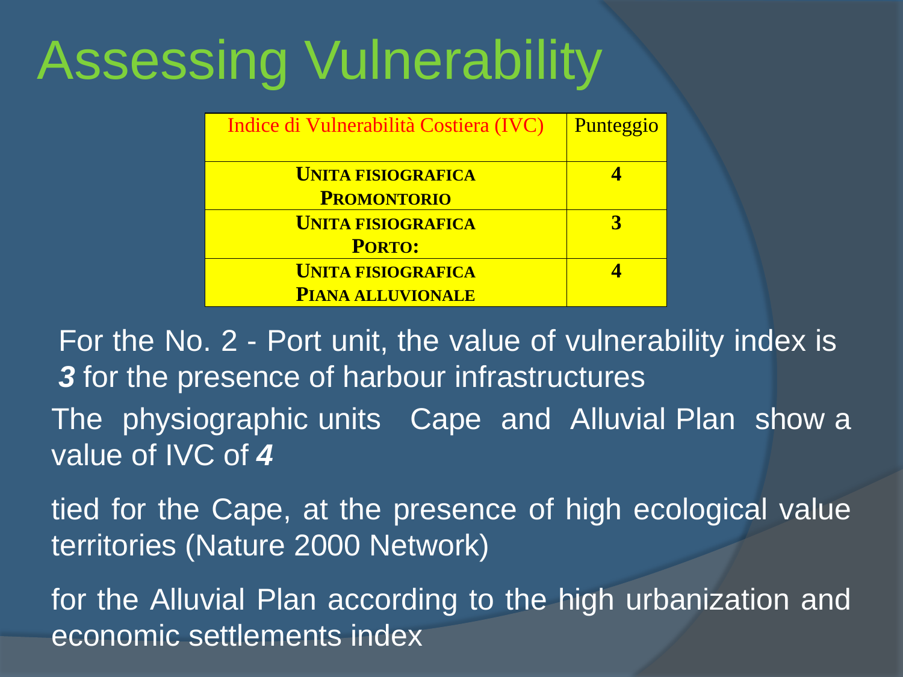# Assessing Vulnerability

| Indice di Vulnerabilità Costiera (IVC) | Punteggio |
|---|---|
| **UNITA FISIOGRAFICA PROMONTORIO** | **4** |
| **UNITA FISIOGRAFICA PORTO:** | **3** |
| **UNITA FISIOGRAFICA PIANA ALLUVIONALE** | **4** |

For the No. 2 - Port unit, the value of vulnerability index is ***3*** for the presence of harbour infrastructures

The physiographic units Cape and Alluvial Plan show a value of IVC of ***4***

tied for the Cape, at the presence of high ecological value territories (Nature 2000 Network)

for the Alluvial Plan according to the high urbanization and economic settlements index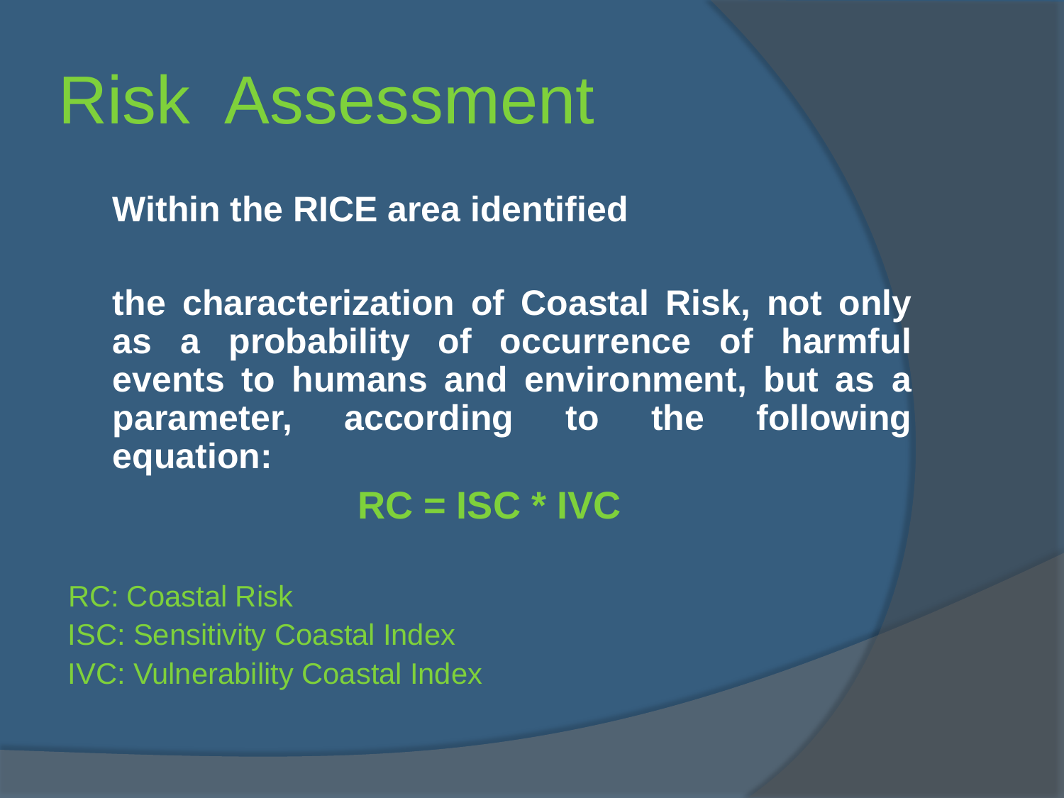# Risk Assessment

**Within the RICE area identified**

**the characterization of Coastal Risk, not only as a probability of occurrence of harmful events to humans and environment, but as a parameter, according to the following equation:**

$$RC = ISC * IVC$$

RC: Coastal Risk

ISC: Sensitivity Coastal Index

IVC: Vulnerability Coastal Index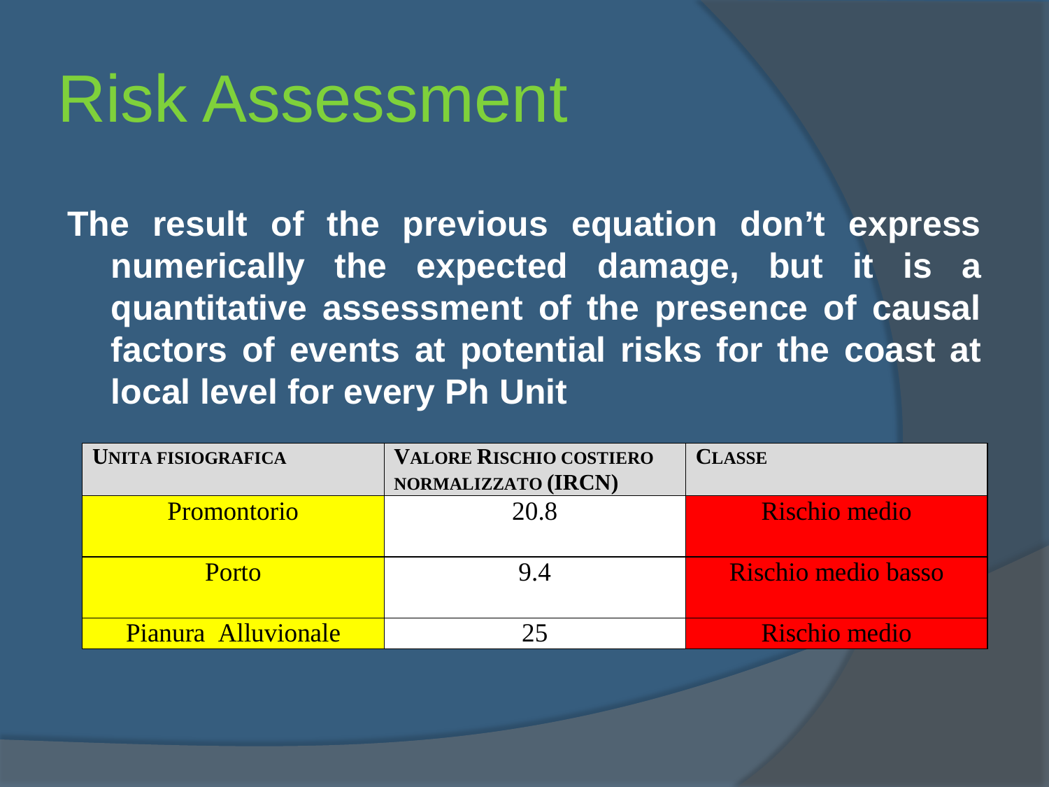# Risk Assessment

**The result of the previous equation don't express numerically the expected damage, but it is a quantitative assessment of the presence of causal factors of events at potential risks for the coast at local level for every Ph Unit**

| UNITA FISIOGRAFICA | VALORE RISCHIO COSTIERO NORMALIZZATO (IRCN) | CLASSE |
|---|---|---|
| Promontorio | 20.8 | Rischio medio |
| Porto | 9.4 | Rischio medio basso |
| Pianura Alluvionale | 25 | Rischio medio |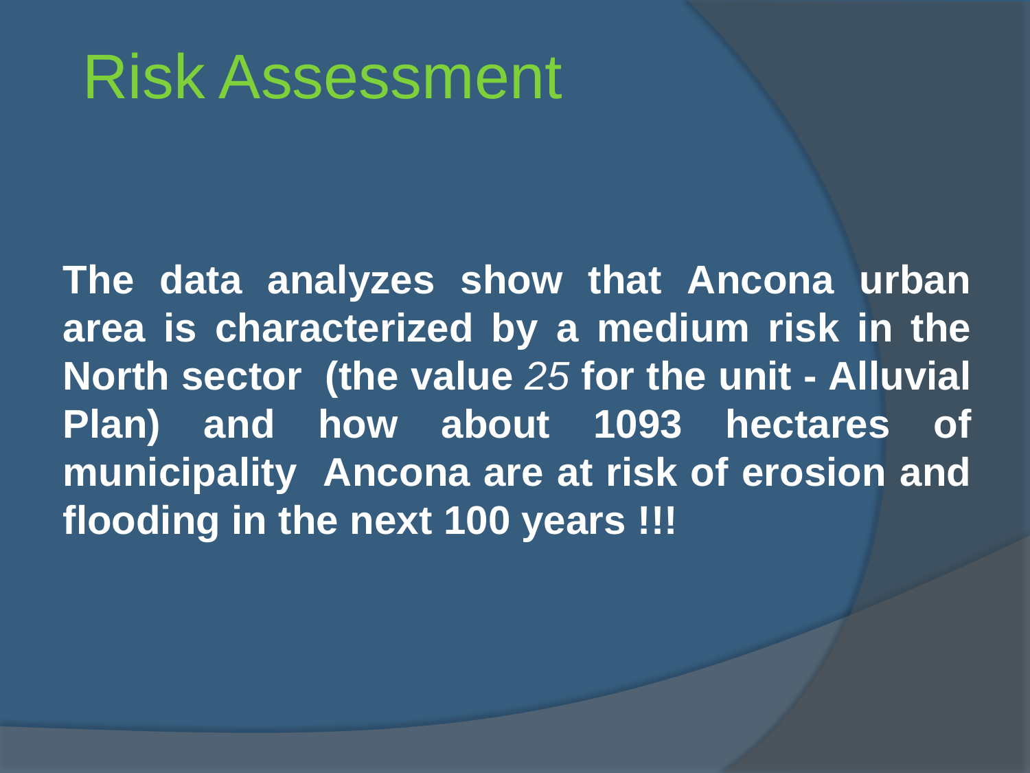# Risk Assessment

**The data analyzes show that Ancona urban area is characterized by a medium risk in the North sector (the value *25* for the unit - Alluvial Plan) and how about 1093 hectares of municipality Ancona are at risk of erosion and flooding in the next 100 years !!!**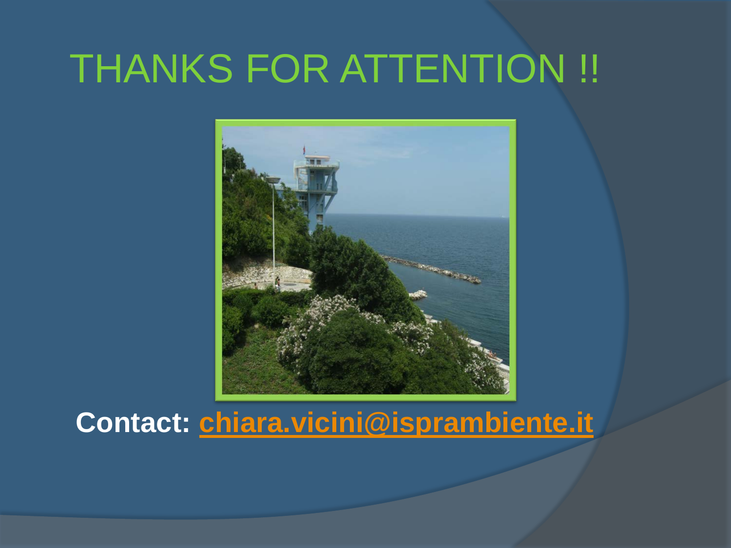# THANKS FOR ATTENTION !!

**Contact: chiara.vicini@isprambiente.it**